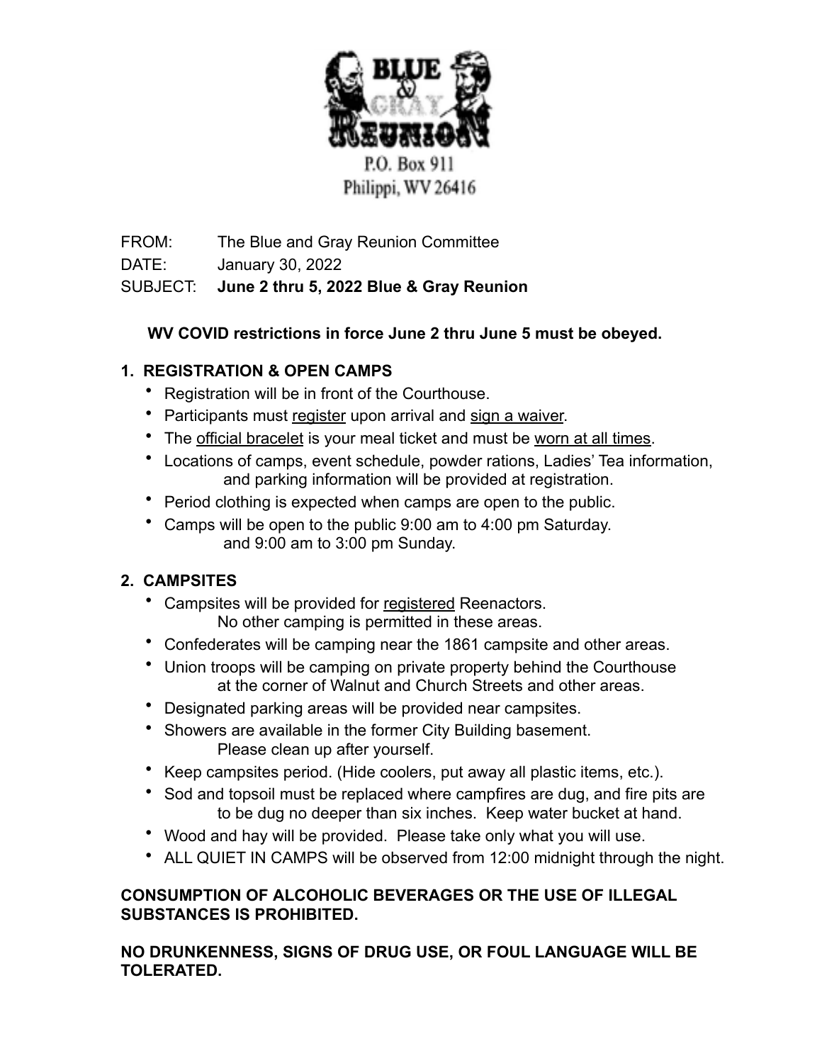# BLUE & GRAY REUNION

P.O. Box 911
Philippi, WV 26416

FROM: The Blue and Gray Reunion Committee
DATE: January 30, 2022
SUBJECT: **June 2 thru 5, 2022 Blue & Gray Reunion**

**WV COVID restrictions in force June 2 thru June 5 must be obeyed.**

## 1. REGISTRATION & OPEN CAMPS

- Registration will be in front of the Courthouse.
- Participants must register upon arrival and sign a waiver.
- The official bracelet is your meal ticket and must be worn at all times.
- Locations of camps, event schedule, powder rations, Ladies' Tea information, and parking information will be provided at registration.
- Period clothing is expected when camps are open to the public.
- Camps will be open to the public 9:00 am to 4:00 pm Saturday. and 9:00 am to 3:00 pm Sunday.

## 2. CAMPSITES

- Campsites will be provided for registered Reenactors. No other camping is permitted in these areas.
- Confederates will be camping near the 1861 campsite and other areas.
- Union troops will be camping on private property behind the Courthouse at the corner of Walnut and Church Streets and other areas.
- Designated parking areas will be provided near campsites.
- Showers are available in the former City Building basement. Please clean up after yourself.
- Keep campsites period. (Hide coolers, put away all plastic items, etc.).
- Sod and topsoil must be replaced where campfires are dug, and fire pits are to be dug no deeper than six inches. Keep water bucket at hand.
- Wood and hay will be provided. Please take only what you will use.
- ALL QUIET IN CAMPS will be observed from 12:00 midnight through the night.

**CONSUMPTION OF ALCOHOLIC BEVERAGES OR THE USE OF ILLEGAL SUBSTANCES IS PROHIBITED.**

**NO DRUNKENNESS, SIGNS OF DRUG USE, OR FOUL LANGUAGE WILL BE TOLERATED.**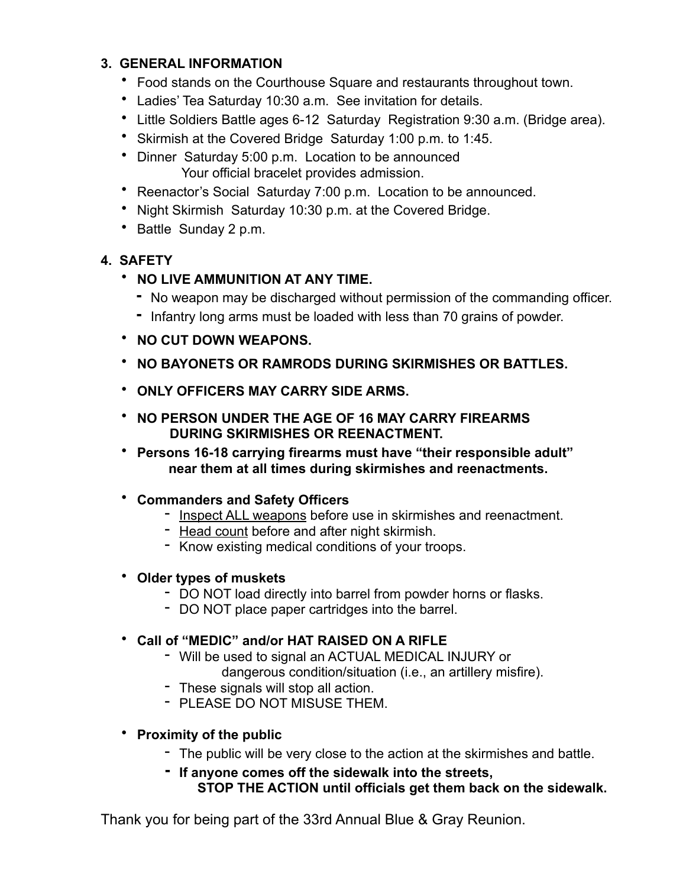## 3. GENERAL INFORMATION

- Food stands on the Courthouse Square and restaurants throughout town.
- Ladies' Tea Saturday 10:30 a.m. See invitation for details.
- Little Soldiers Battle ages 6-12 Saturday Registration 9:30 a.m. (Bridge area).
- Skirmish at the Covered Bridge Saturday 1:00 p.m. to 1:45.
- Dinner Saturday 5:00 p.m. Location to be announced
  Your official bracelet provides admission.
- Reenactor's Social Saturday 7:00 p.m. Location to be announced.
- Night Skirmish Saturday 10:30 p.m. at the Covered Bridge.
- Battle Sunday 2 p.m.

## 4. SAFETY

- **NO LIVE AMMUNITION AT ANY TIME.**
  - No weapon may be discharged without permission of the commanding officer.
  - Infantry long arms must be loaded with less than 70 grains of powder.
- **NO CUT DOWN WEAPONS.**
- **NO BAYONETS OR RAMRODS DURING SKIRMISHES OR BATTLES.**
- **ONLY OFFICERS MAY CARRY SIDE ARMS.**
- **NO PERSON UNDER THE AGE OF 16 MAY CARRY FIREARMS DURING SKIRMISHES OR REENACTMENT.**
- **Persons 16-18 carrying firearms must have "their responsible adult" near them at all times during skirmishes and reenactments.**
- **Commanders and Safety Officers**
  - Inspect ALL weapons before use in skirmishes and reenactment.
  - Head count before and after night skirmish.
  - Know existing medical conditions of your troops.
- **Older types of muskets**
  - DO NOT load directly into barrel from powder horns or flasks.
  - DO NOT place paper cartridges into the barrel.
- **Call of "MEDIC" and/or HAT RAISED ON A RIFLE**
  - Will be used to signal an ACTUAL MEDICAL INJURY or dangerous condition/situation (i.e., an artillery misfire).
  - These signals will stop all action.
  - PLEASE DO NOT MISUSE THEM.
- **Proximity of the public**
  - The public will be very close to the action at the skirmishes and battle.
  - **If anyone comes off the sidewalk into the streets, STOP THE ACTION until officials get them back on the sidewalk.**

Thank you for being part of the 33rd Annual Blue & Gray Reunion.